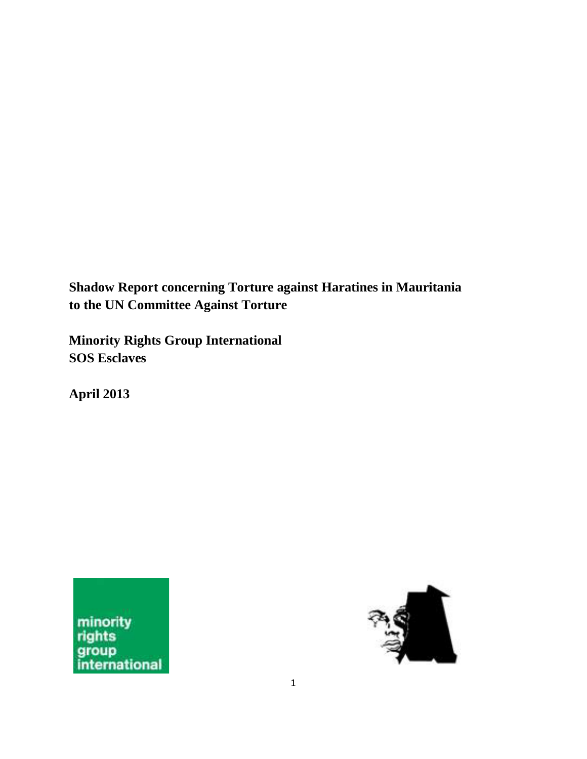**Shadow Report concerning Torture against Haratines in Mauritania to the UN Committee Against Torture**

**Minority Rights Group International**
**SOS Esclaves**

**April 2013**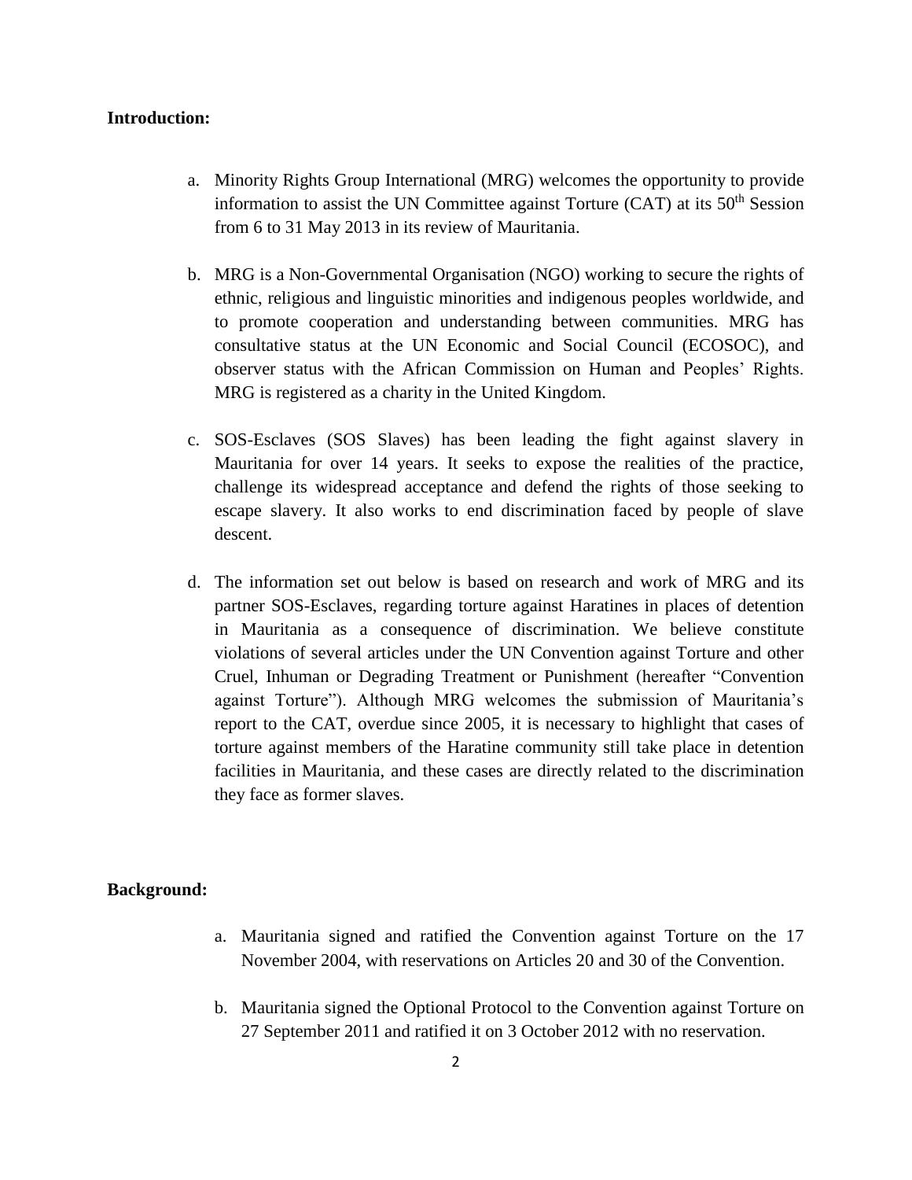**Introduction:**

a. Minority Rights Group International (MRG) welcomes the opportunity to provide information to assist the UN Committee against Torture (CAT) at its 50th Session from 6 to 31 May 2013 in its review of Mauritania.

b. MRG is a Non-Governmental Organisation (NGO) working to secure the rights of ethnic, religious and linguistic minorities and indigenous peoples worldwide, and to promote cooperation and understanding between communities. MRG has consultative status at the UN Economic and Social Council (ECOSOC), and observer status with the African Commission on Human and Peoples' Rights. MRG is registered as a charity in the United Kingdom.

c. SOS-Esclaves (SOS Slaves) has been leading the fight against slavery in Mauritania for over 14 years. It seeks to expose the realities of the practice, challenge its widespread acceptance and defend the rights of those seeking to escape slavery. It also works to end discrimination faced by people of slave descent.

d. The information set out below is based on research and work of MRG and its partner SOS-Esclaves, regarding torture against Haratines in places of detention in Mauritania as a consequence of discrimination. We believe constitute violations of several articles under the UN Convention against Torture and other Cruel, Inhuman or Degrading Treatment or Punishment (hereafter "Convention against Torture"). Although MRG welcomes the submission of Mauritania's report to the CAT, overdue since 2005, it is necessary to highlight that cases of torture against members of the Haratine community still take place in detention facilities in Mauritania, and these cases are directly related to the discrimination they face as former slaves.

**Background:**

a. Mauritania signed and ratified the Convention against Torture on the 17 November 2004, with reservations on Articles 20 and 30 of the Convention.

b. Mauritania signed the Optional Protocol to the Convention against Torture on 27 September 2011 and ratified it on 3 October 2012 with no reservation.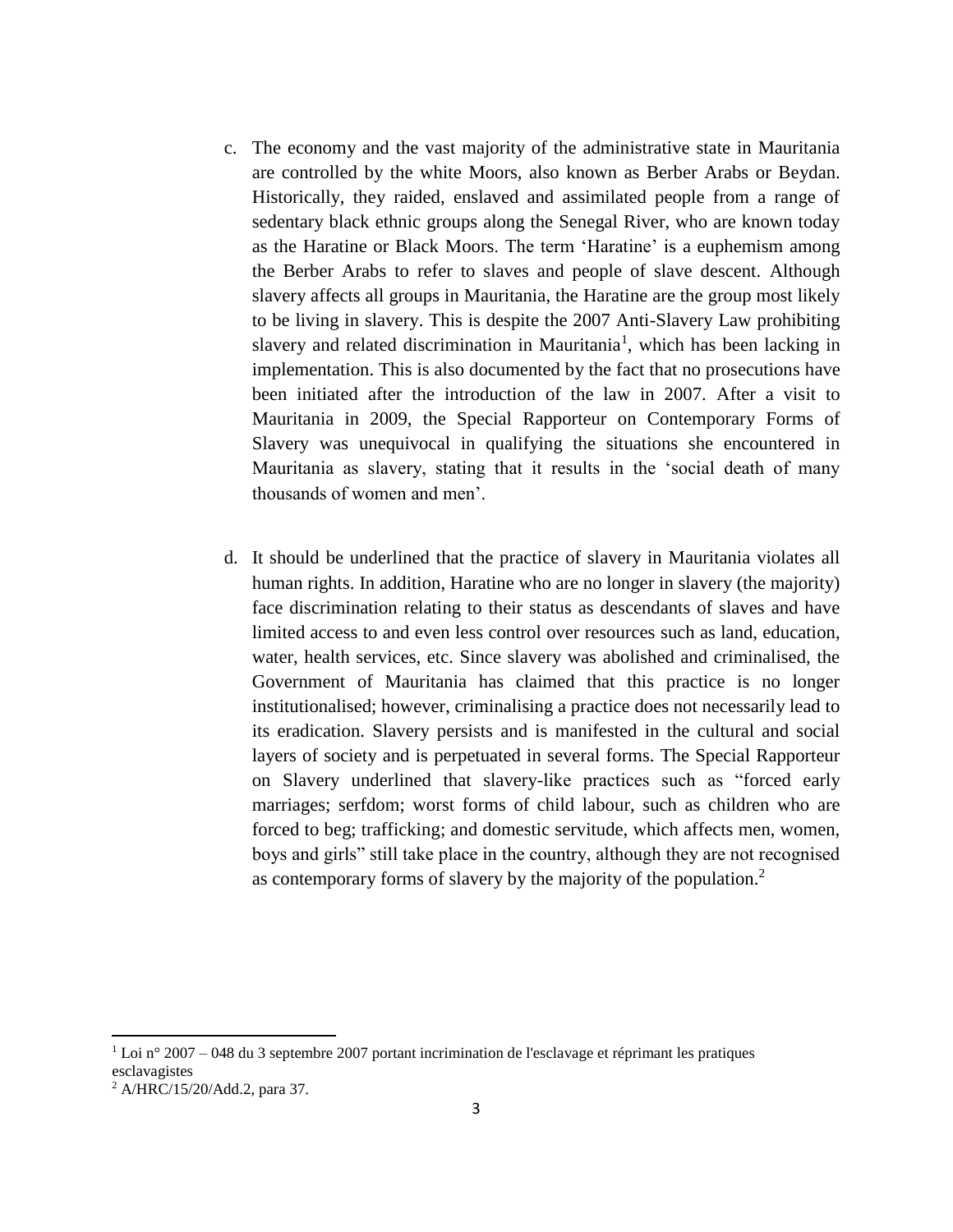c. The economy and the vast majority of the administrative state in Mauritania are controlled by the white Moors, also known as Berber Arabs or Beydan. Historically, they raided, enslaved and assimilated people from a range of sedentary black ethnic groups along the Senegal River, who are known today as the Haratine or Black Moors. The term 'Haratine' is a euphemism among the Berber Arabs to refer to slaves and people of slave descent. Although slavery affects all groups in Mauritania, the Haratine are the group most likely to be living in slavery. This is despite the 2007 Anti-Slavery Law prohibiting slavery and related discrimination in Mauritania[1], which has been lacking in implementation. This is also documented by the fact that no prosecutions have been initiated after the introduction of the law in 2007. After a visit to Mauritania in 2009, the Special Rapporteur on Contemporary Forms of Slavery was unequivocal in qualifying the situations she encountered in Mauritania as slavery, stating that it results in the 'social death of many thousands of women and men'.

d. It should be underlined that the practice of slavery in Mauritania violates all human rights. In addition, Haratine who are no longer in slavery (the majority) face discrimination relating to their status as descendants of slaves and have limited access to and even less control over resources such as land, education, water, health services, etc. Since slavery was abolished and criminalised, the Government of Mauritania has claimed that this practice is no longer institutionalised; however, criminalising a practice does not necessarily lead to its eradication. Slavery persists and is manifested in the cultural and social layers of society and is perpetuated in several forms. The Special Rapporteur on Slavery underlined that slavery-like practices such as "forced early marriages; serfdom; worst forms of child labour, such as children who are forced to beg; trafficking; and domestic servitude, which affects men, women, boys and girls" still take place in the country, although they are not recognised as contemporary forms of slavery by the majority of the population.[2]

---

[1] Loi n° 2007 – 048 du 3 septembre 2007 portant incrimination de l'esclavage et réprimant les pratiques esclavagistes

[2] A/HRC/15/20/Add.2, para 37.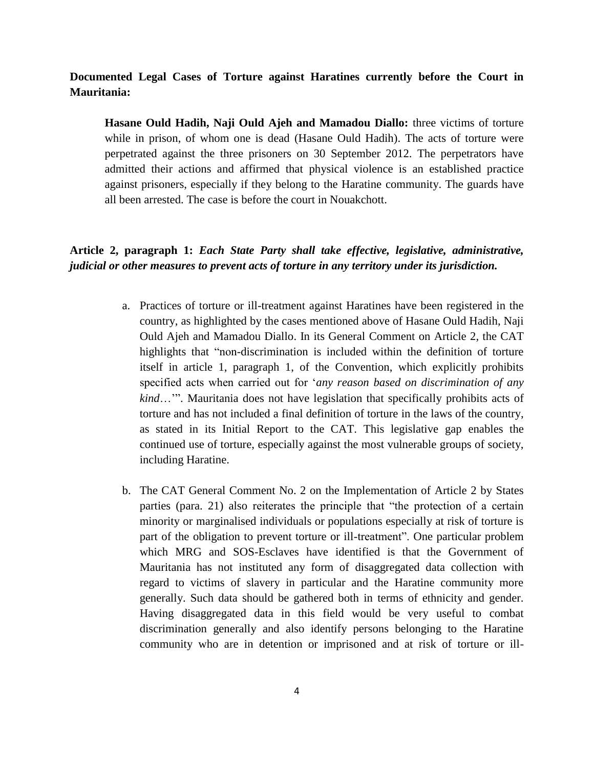**Documented Legal Cases of Torture against Haratines currently before the Court in Mauritania:**

> **Hasane Ould Hadih, Naji Ould Ajeh and Mamadou Diallo:** three victims of torture while in prison, of whom one is dead (Hasane Ould Hadih). The acts of torture were perpetrated against the three prisoners on 30 September 2012. The perpetrators have admitted their actions and affirmed that physical violence is an established practice against prisoners, especially if they belong to the Haratine community. The guards have all been arrested. The case is before the court in Nouakchott.

**Article 2, paragraph 1:** ***Each State Party shall take effective, legislative, administrative, judicial or other measures to prevent acts of torture in any territory under its jurisdiction.***

a. Practices of torture or ill-treatment against Haratines have been registered in the country, as highlighted by the cases mentioned above of Hasane Ould Hadih, Naji Ould Ajeh and Mamadou Diallo. In its General Comment on Article 2, the CAT highlights that "non-discrimination is included within the definition of torture itself in article 1, paragraph 1, of the Convention, which explicitly prohibits specified acts when carried out for '*any reason based on discrimination of any kind*…'". Mauritania does not have legislation that specifically prohibits acts of torture and has not included a final definition of torture in the laws of the country, as stated in its Initial Report to the CAT. This legislative gap enables the continued use of torture, especially against the most vulnerable groups of society, including Haratine.

b. The CAT General Comment No. 2 on the Implementation of Article 2 by States parties (para. 21) also reiterates the principle that "the protection of a certain minority or marginalised individuals or populations especially at risk of torture is part of the obligation to prevent torture or ill-treatment". One particular problem which MRG and SOS-Esclaves have identified is that the Government of Mauritania has not instituted any form of disaggregated data collection with regard to victims of slavery in particular and the Haratine community more generally. Such data should be gathered both in terms of ethnicity and gender. Having disaggregated data in this field would be very useful to combat discrimination generally and also identify persons belonging to the Haratine community who are in detention or imprisoned and at risk of torture or ill-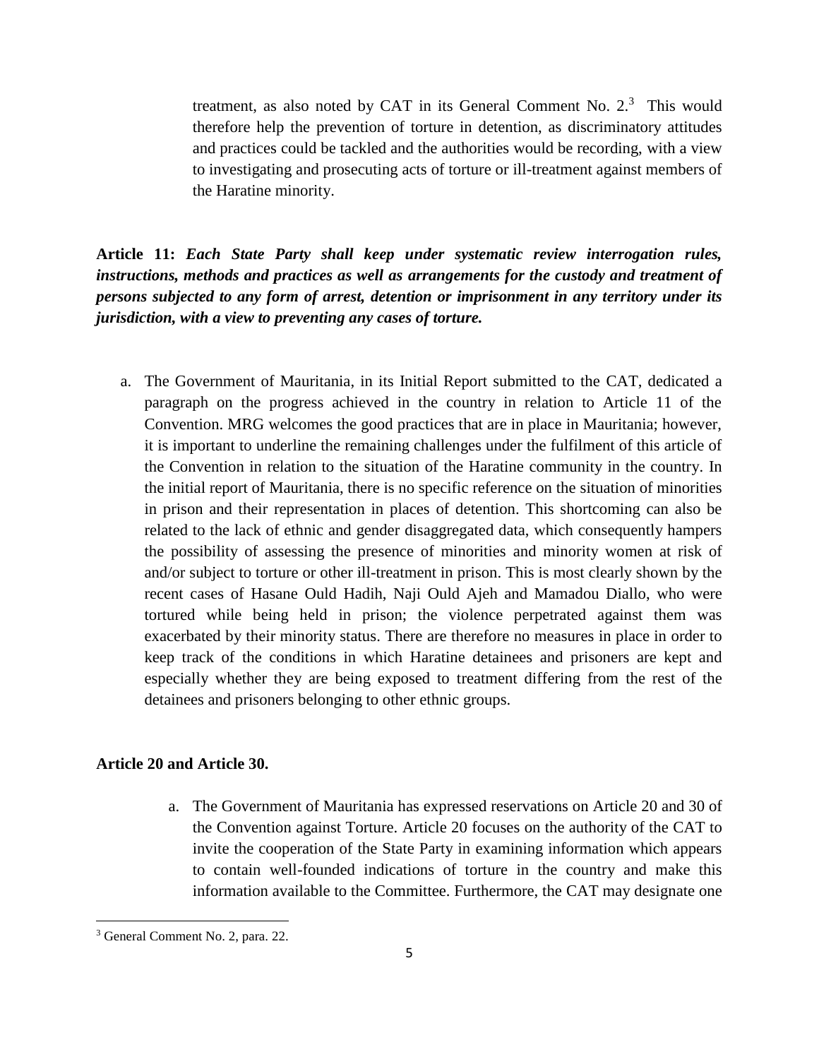treatment, as also noted by CAT in its General Comment No. 2.[3] This would therefore help the prevention of torture in detention, as discriminatory attitudes and practices could be tackled and the authorities would be recording, with a view to investigating and prosecuting acts of torture or ill-treatment against members of the Haratine minority.

**Article 11:** ***Each State Party shall keep under systematic review interrogation rules, instructions, methods and practices as well as arrangements for the custody and treatment of persons subjected to any form of arrest, detention or imprisonment in any territory under its jurisdiction, with a view to preventing any cases of torture.***

a. The Government of Mauritania, in its Initial Report submitted to the CAT, dedicated a paragraph on the progress achieved in the country in relation to Article 11 of the Convention. MRG welcomes the good practices that are in place in Mauritania; however, it is important to underline the remaining challenges under the fulfilment of this article of the Convention in relation to the situation of the Haratine community in the country. In the initial report of Mauritania, there is no specific reference on the situation of minorities in prison and their representation in places of detention. This shortcoming can also be related to the lack of ethnic and gender disaggregated data, which consequently hampers the possibility of assessing the presence of minorities and minority women at risk of and/or subject to torture or other ill-treatment in prison. This is most clearly shown by the recent cases of Hasane Ould Hadih, Naji Ould Ajeh and Mamadou Diallo, who were tortured while being held in prison; the violence perpetrated against them was exacerbated by their minority status. There are therefore no measures in place in order to keep track of the conditions in which Haratine detainees and prisoners are kept and especially whether they are being exposed to treatment differing from the rest of the detainees and prisoners belonging to other ethnic groups.

**Article 20 and Article 30.**

a. The Government of Mauritania has expressed reservations on Article 20 and 30 of the Convention against Torture. Article 20 focuses on the authority of the CAT to invite the cooperation of the State Party in examining information which appears to contain well-founded indications of torture in the country and make this information available to the Committee. Furthermore, the CAT may designate one

[3] General Comment No. 2, para. 22.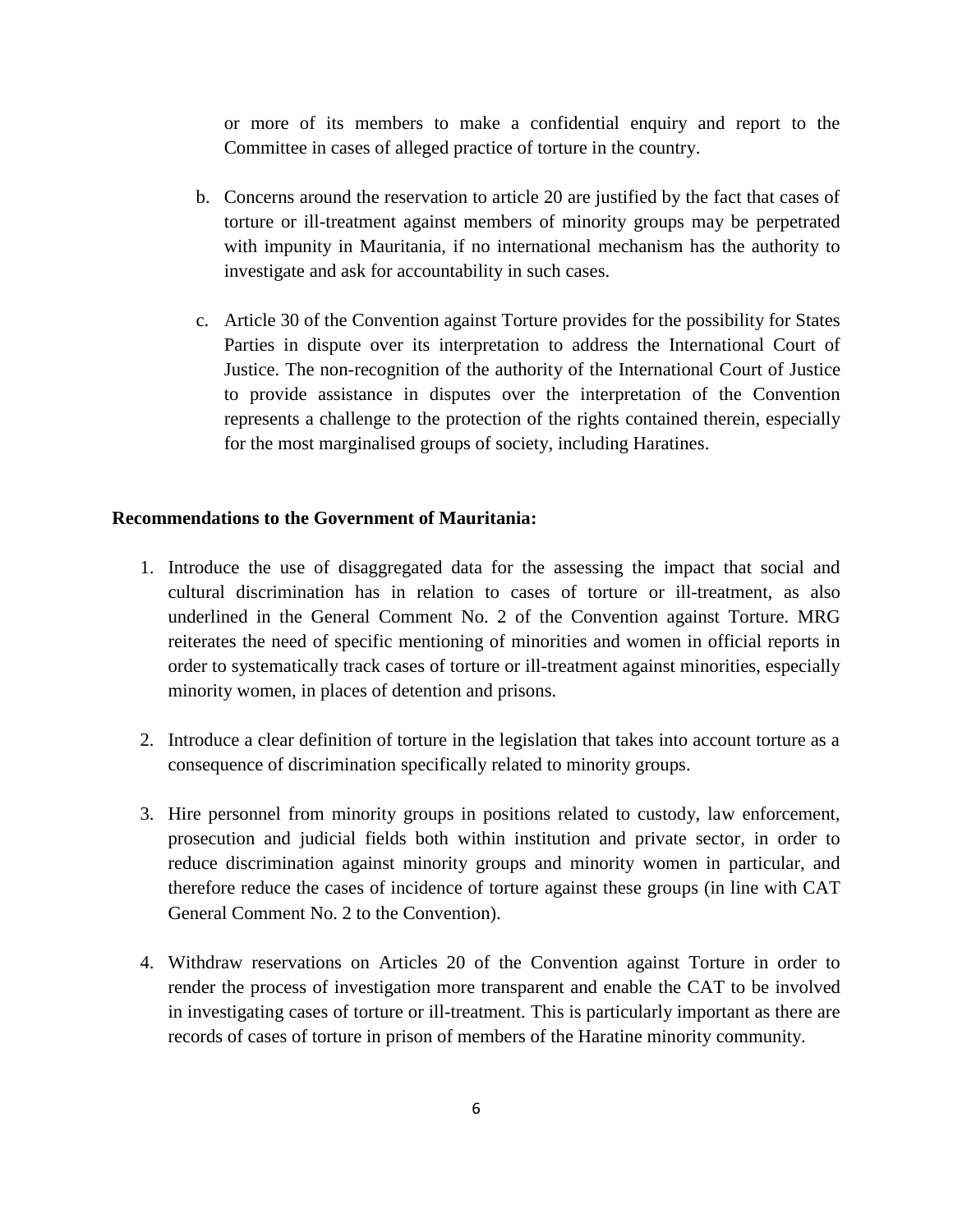or more of its members to make a confidential enquiry and report to the Committee in cases of alleged practice of torture in the country.

b. Concerns around the reservation to article 20 are justified by the fact that cases of torture or ill-treatment against members of minority groups may be perpetrated with impunity in Mauritania, if no international mechanism has the authority to investigate and ask for accountability in such cases.

c. Article 30 of the Convention against Torture provides for the possibility for States Parties in dispute over its interpretation to address the International Court of Justice. The non-recognition of the authority of the International Court of Justice to provide assistance in disputes over the interpretation of the Convention represents a challenge to the protection of the rights contained therein, especially for the most marginalised groups of society, including Haratines.

**Recommendations to the Government of Mauritania:**

1. Introduce the use of disaggregated data for the assessing the impact that social and cultural discrimination has in relation to cases of torture or ill-treatment, as also underlined in the General Comment No. 2 of the Convention against Torture. MRG reiterates the need of specific mentioning of minorities and women in official reports in order to systematically track cases of torture or ill-treatment against minorities, especially minority women, in places of detention and prisons.

2. Introduce a clear definition of torture in the legislation that takes into account torture as a consequence of discrimination specifically related to minority groups.

3. Hire personnel from minority groups in positions related to custody, law enforcement, prosecution and judicial fields both within institution and private sector, in order to reduce discrimination against minority groups and minority women in particular, and therefore reduce the cases of incidence of torture against these groups (in line with CAT General Comment No. 2 to the Convention).

4. Withdraw reservations on Articles 20 of the Convention against Torture in order to render the process of investigation more transparent and enable the CAT to be involved in investigating cases of torture or ill-treatment. This is particularly important as there are records of cases of torture in prison of members of the Haratine minority community.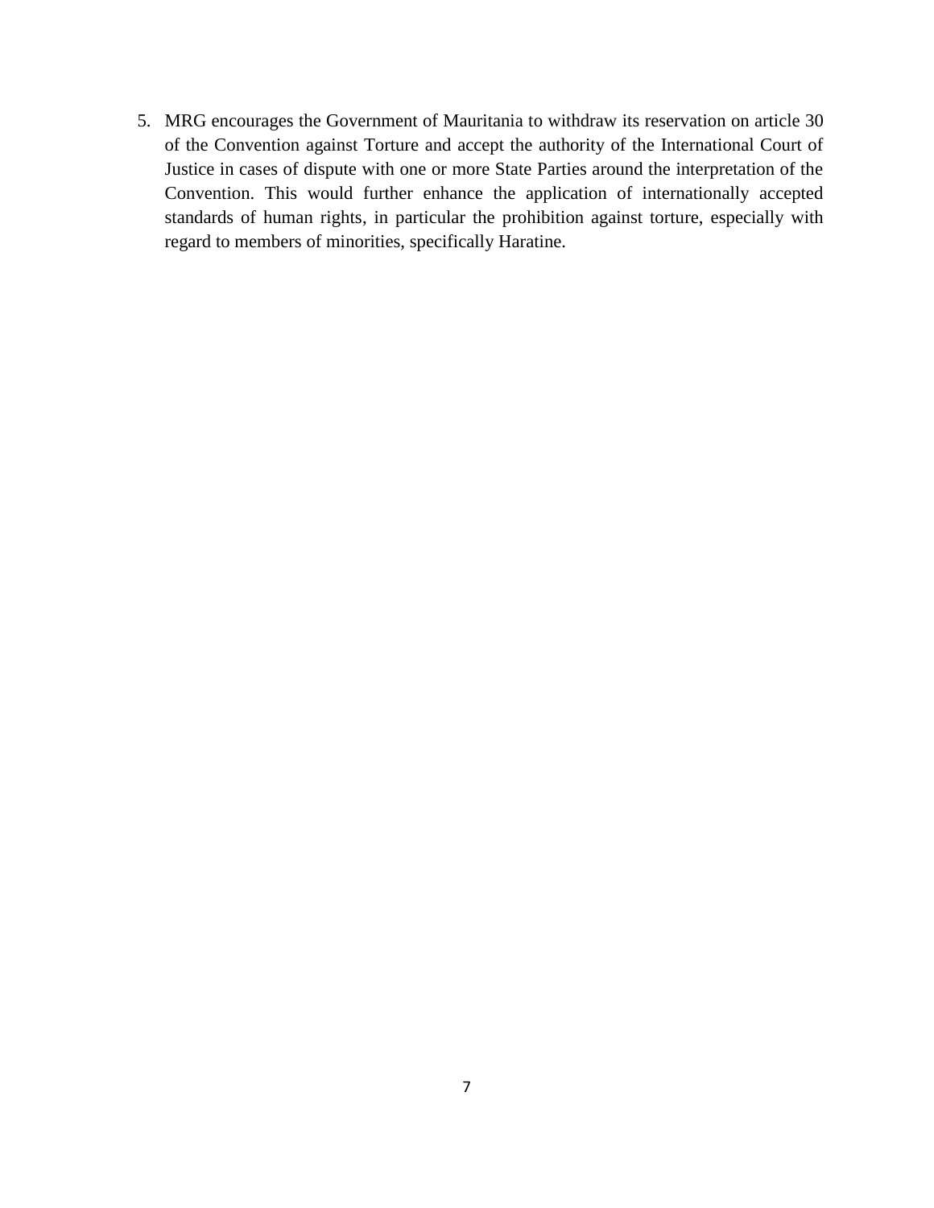5. MRG encourages the Government of Mauritania to withdraw its reservation on article 30 of the Convention against Torture and accept the authority of the International Court of Justice in cases of dispute with one or more State Parties around the interpretation of the Convention. This would further enhance the application of internationally accepted standards of human rights, in particular the prohibition against torture, especially with regard to members of minorities, specifically Haratine.